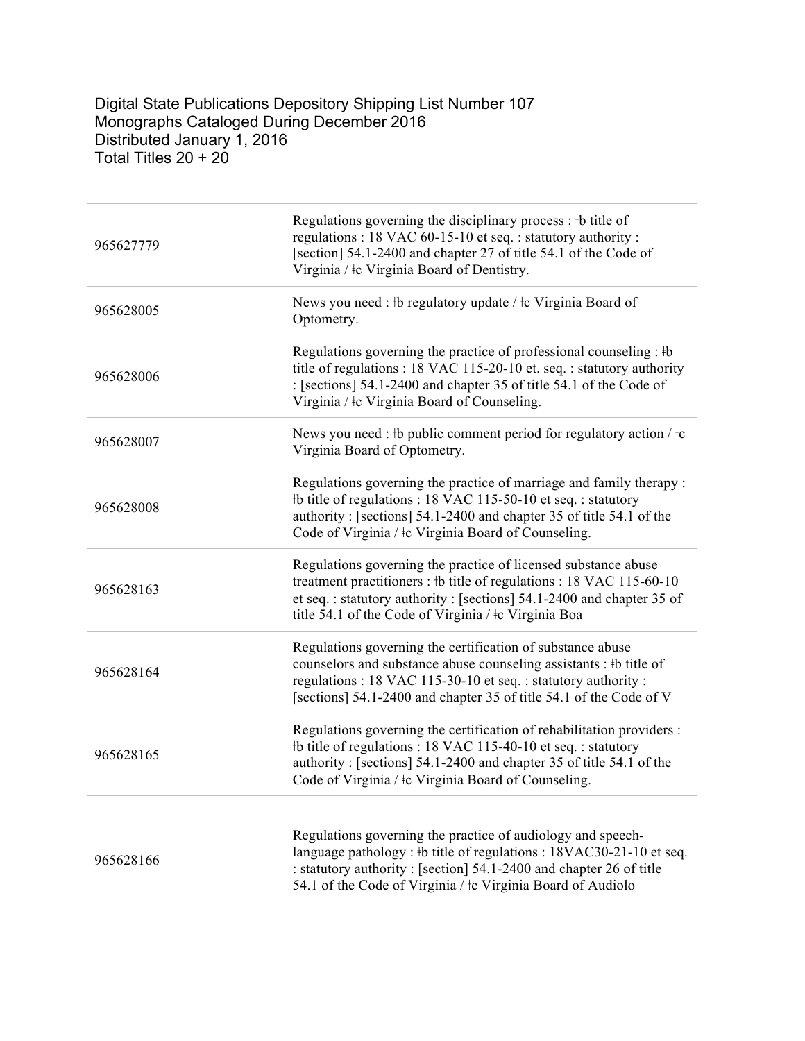Digital State Publications Depository Shipping List Number 107
Monographs Cataloged During December 2016
Distributed January 1, 2016
Total Titles 20 + 20

| | |
|---|---|
| 965627779 | Regulations governing the disciplinary process : ǂb title of regulations : 18 VAC 60-15-10 et seq. : statutory authority : [section] 54.1-2400 and chapter 27 of title 54.1 of the Code of Virginia / ǂc Virginia Board of Dentistry. |
| 965628005 | News you need : ǂb regulatory update / ǂc Virginia Board of Optometry. |
| 965628006 | Regulations governing the practice of professional counseling : ǂb title of regulations : 18 VAC 115-20-10 et. seq. : statutory authority : [sections] 54.1-2400 and chapter 35 of title 54.1 of the Code of Virginia / ǂc Virginia Board of Counseling. |
| 965628007 | News you need : ǂb public comment period for regulatory action / ǂc Virginia Board of Optometry. |
| 965628008 | Regulations governing the practice of marriage and family therapy : ǂb title of regulations : 18 VAC 115-50-10 et seq. : statutory authority : [sections] 54.1-2400 and chapter 35 of title 54.1 of the Code of Virginia / ǂc Virginia Board of Counseling. |
| 965628163 | Regulations governing the practice of licensed substance abuse treatment practitioners : ǂb title of regulations : 18 VAC 115-60-10 et seq. : statutory authority : [sections] 54.1-2400 and chapter 35 of title 54.1 of the Code of Virginia / ǂc Virginia Boa |
| 965628164 | Regulations governing the certification of substance abuse counselors and substance abuse counseling assistants : ǂb title of regulations : 18 VAC 115-30-10 et seq. : statutory authority : [sections] 54.1-2400 and chapter 35 of title 54.1 of the Code of V |
| 965628165 | Regulations governing the certification of rehabilitation providers : ǂb title of regulations : 18 VAC 115-40-10 et seq. : statutory authority : [sections] 54.1-2400 and chapter 35 of title 54.1 of the Code of Virginia / ǂc Virginia Board of Counseling. |
| 965628166 | Regulations governing the practice of audiology and speech-language pathology : ǂb title of regulations : 18VAC30-21-10 et seq. : statutory authority : [section] 54.1-2400 and chapter 26 of title 54.1 of the Code of Virginia / ǂc Virginia Board of Audiolo |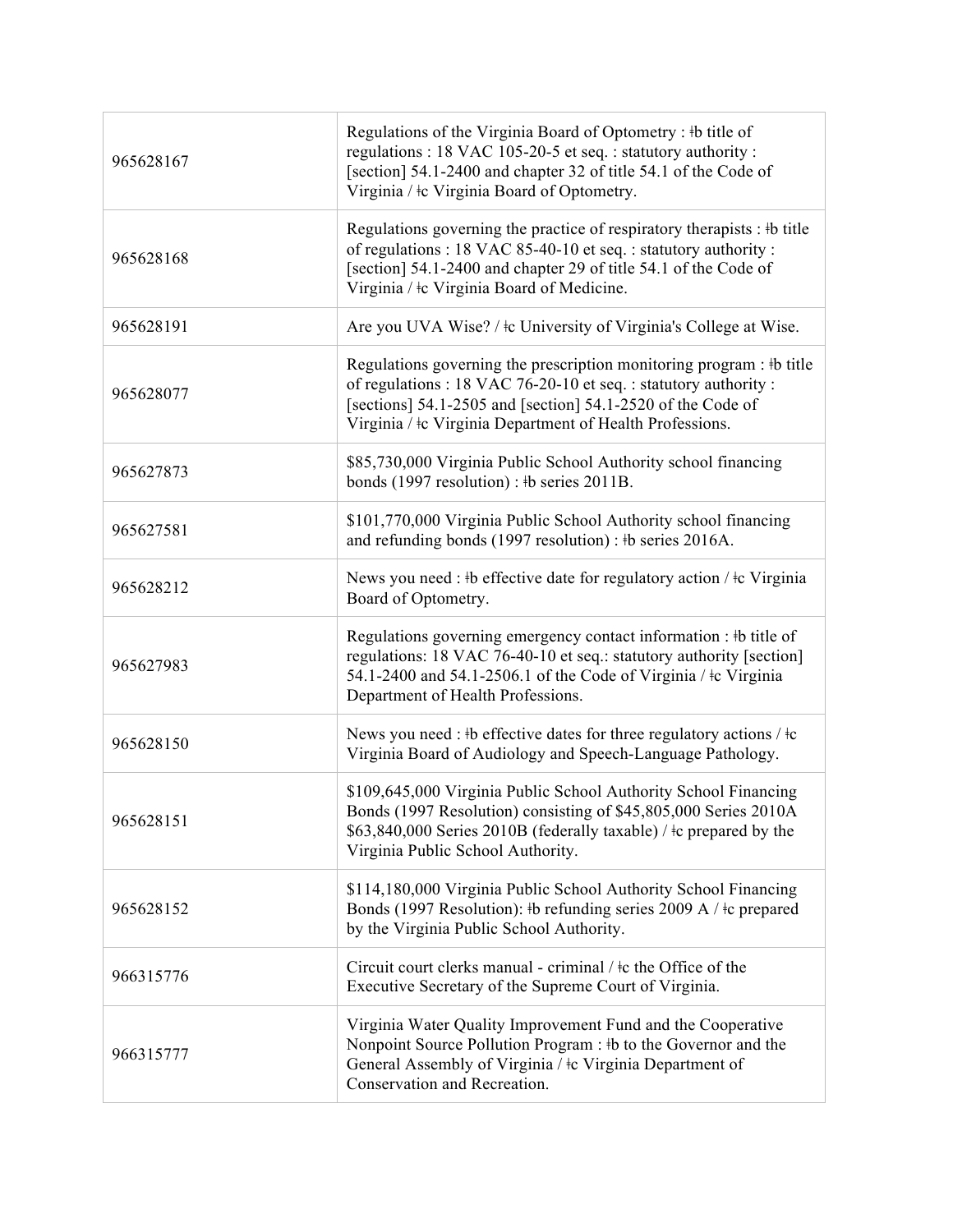| | |
|---|---|
| 965628167 | Regulations of the Virginia Board of Optometry : ǂb title of regulations : 18 VAC 105-20-5 et seq. : statutory authority : [section] 54.1-2400 and chapter 32 of title 54.1 of the Code of Virginia / ǂc Virginia Board of Optometry. |
| 965628168 | Regulations governing the practice of respiratory therapists : ǂb title of regulations : 18 VAC 85-40-10 et seq. : statutory authority : [section] 54.1-2400 and chapter 29 of title 54.1 of the Code of Virginia / ǂc Virginia Board of Medicine. |
| 965628191 | Are you UVA Wise? / ǂc University of Virginia's College at Wise. |
| 965628077 | Regulations governing the prescription monitoring program : ǂb title of regulations : 18 VAC 76-20-10 et seq. : statutory authority : [sections] 54.1-2505 and [section] 54.1-2520 of the Code of Virginia / ǂc Virginia Department of Health Professions. |
| 965627873 | $85,730,000 Virginia Public School Authority school financing bonds (1997 resolution) : ǂb series 2011B. |
| 965627581 | $101,770,000 Virginia Public School Authority school financing and refunding bonds (1997 resolution) : ǂb series 2016A. |
| 965628212 | News you need : ǂb effective date for regulatory action / ǂc Virginia Board of Optometry. |
| 965627983 | Regulations governing emergency contact information : ǂb title of regulations: 18 VAC 76-40-10 et seq.: statutory authority [section] 54.1-2400 and 54.1-2506.1 of the Code of Virginia / ǂc Virginia Department of Health Professions. |
| 965628150 | News you need : ǂb effective dates for three regulatory actions / ǂc Virginia Board of Audiology and Speech-Language Pathology. |
| 965628151 | $109,645,000 Virginia Public School Authority School Financing Bonds (1997 Resolution) consisting of $45,805,000 Series 2010A $63,840,000 Series 2010B (federally taxable) / ǂc prepared by the Virginia Public School Authority. |
| 965628152 | $114,180,000 Virginia Public School Authority School Financing Bonds (1997 Resolution): ǂb refunding series 2009 A / ǂc prepared by the Virginia Public School Authority. |
| 966315776 | Circuit court clerks manual - criminal / ǂc the Office of the Executive Secretary of the Supreme Court of Virginia. |
| 966315777 | Virginia Water Quality Improvement Fund and the Cooperative Nonpoint Source Pollution Program : ǂb to the Governor and the General Assembly of Virginia / ǂc Virginia Department of Conservation and Recreation. |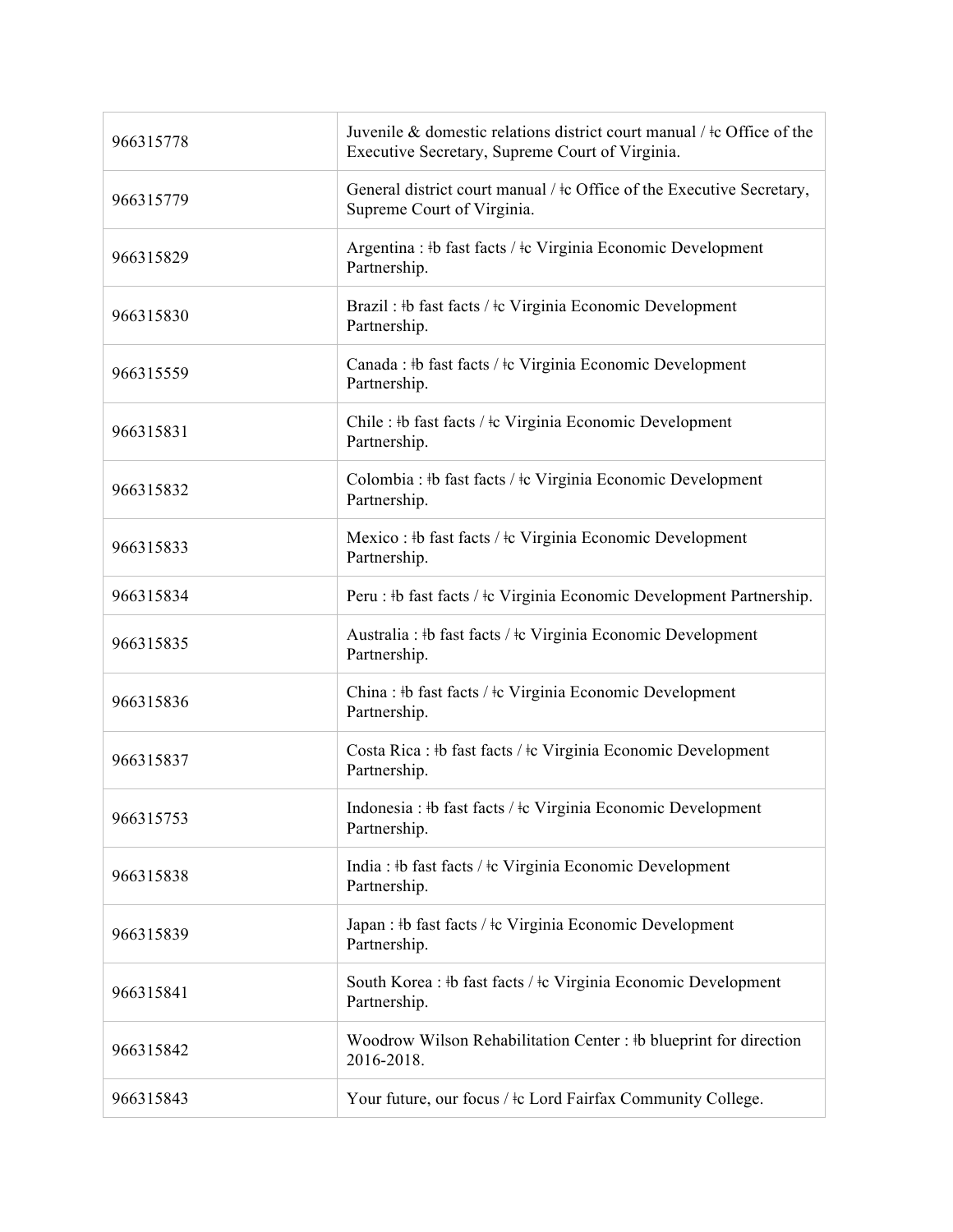| | |
|---|---|
| 966315778 | Juvenile & domestic relations district court manual / ǂc Office of the Executive Secretary, Supreme Court of Virginia. |
| 966315779 | General district court manual / ǂc Office of the Executive Secretary, Supreme Court of Virginia. |
| 966315829 | Argentina : ǂb fast facts / ǂc Virginia Economic Development Partnership. |
| 966315830 | Brazil : ǂb fast facts / ǂc Virginia Economic Development Partnership. |
| 966315559 | Canada : ǂb fast facts / ǂc Virginia Economic Development Partnership. |
| 966315831 | Chile : ǂb fast facts / ǂc Virginia Economic Development Partnership. |
| 966315832 | Colombia : ǂb fast facts / ǂc Virginia Economic Development Partnership. |
| 966315833 | Mexico : ǂb fast facts / ǂc Virginia Economic Development Partnership. |
| 966315834 | Peru : ǂb fast facts / ǂc Virginia Economic Development Partnership. |
| 966315835 | Australia : ǂb fast facts / ǂc Virginia Economic Development Partnership. |
| 966315836 | China : ǂb fast facts / ǂc Virginia Economic Development Partnership. |
| 966315837 | Costa Rica : ǂb fast facts / ǂc Virginia Economic Development Partnership. |
| 966315753 | Indonesia : ǂb fast facts / ǂc Virginia Economic Development Partnership. |
| 966315838 | India : ǂb fast facts / ǂc Virginia Economic Development Partnership. |
| 966315839 | Japan : ǂb fast facts / ǂc Virginia Economic Development Partnership. |
| 966315841 | South Korea : ǂb fast facts / ǂc Virginia Economic Development Partnership. |
| 966315842 | Woodrow Wilson Rehabilitation Center : ǂb blueprint for direction 2016-2018. |
| 966315843 | Your future, our focus / ǂc Lord Fairfax Community College. |